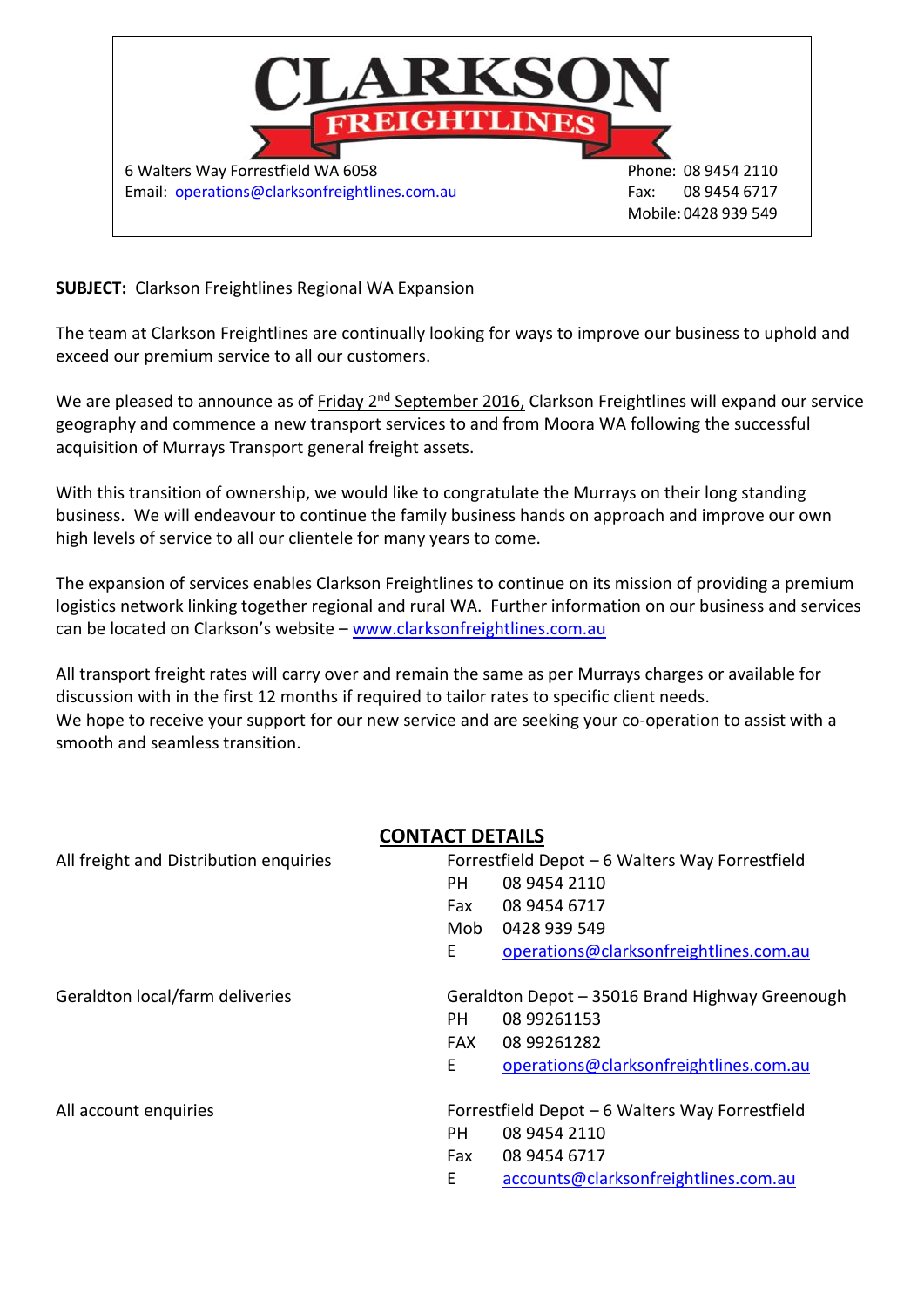# CLARKSON FREIGHTLINES

6 Walters Way Forrestfield WA 6058
Email: operations@clarksonfreightlines.com.au

Phone: 08 9454 2110
Fax: 08 9454 6717
Mobile: 0428 939 549

**SUBJECT:** Clarkson Freightlines Regional WA Expansion

The team at Clarkson Freightlines are continually looking for ways to improve our business to uphold and exceed our premium service to all our customers.

We are pleased to announce as of Friday 2nd September 2016, Clarkson Freightlines will expand our service geography and commence a new transport services to and from Moora WA following the successful acquisition of Murrays Transport general freight assets.

With this transition of ownership, we would like to congratulate the Murrays on their long standing business. We will endeavour to continue the family business hands on approach and improve our own high levels of service to all our clientele for many years to come.

The expansion of services enables Clarkson Freightlines to continue on its mission of providing a premium logistics network linking together regional and rural WA. Further information on our business and services can be located on Clarkson's website – www.clarksonfreightlines.com.au

All transport freight rates will carry over and remain the same as per Murrays charges or available for discussion with in the first 12 months if required to tailor rates to specific client needs.
We hope to receive your support for our new service and are seeking your co-operation to assist with a smooth and seamless transition.

## CONTACT DETAILS

All freight and Distribution enquiries

Forrestfield Depot – 6 Walters Way Forrestfield
PH 08 9454 2110
Fax 08 9454 6717
Mob 0428 939 549
E operations@clarksonfreightlines.com.au

Geraldton local/farm deliveries

Geraldton Depot – 35016 Brand Highway Greenough
PH 08 99261153
FAX 08 99261282
E operations@clarksonfreightlines.com.au

All account enquiries

Forrestfield Depot – 6 Walters Way Forrestfield
PH 08 9454 2110
Fax 08 9454 6717
E accounts@clarksonfreightlines.com.au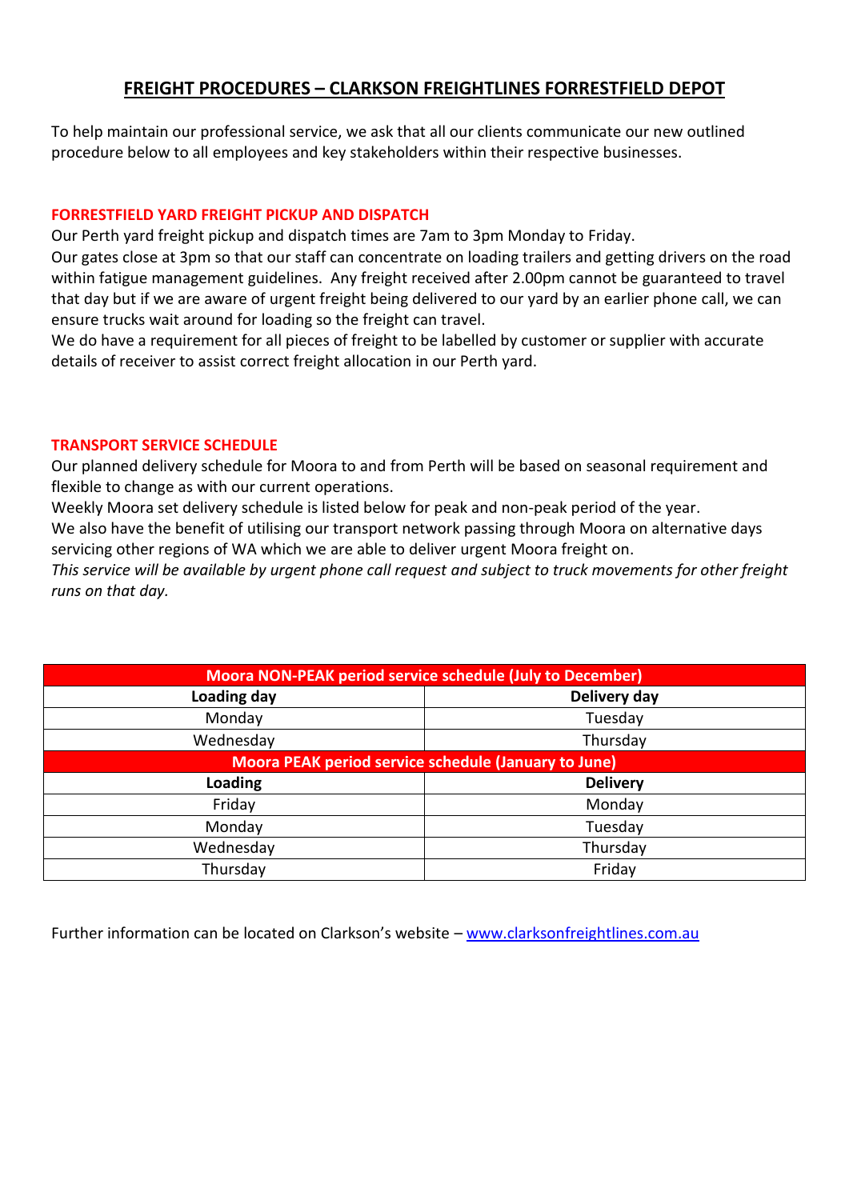# FREIGHT PROCEDURES – CLARKSON FREIGHTLINES FORRESTFIELD DEPOT

To help maintain our professional service, we ask that all our clients communicate our new outlined procedure below to all employees and key stakeholders within their respective businesses.

## FORRESTFIELD YARD FREIGHT PICKUP AND DISPATCH

Our Perth yard freight pickup and dispatch times are 7am to 3pm Monday to Friday.
Our gates close at 3pm so that our staff can concentrate on loading trailers and getting drivers on the road within fatigue management guidelines. Any freight received after 2.00pm cannot be guaranteed to travel that day but if we are aware of urgent freight being delivered to our yard by an earlier phone call, we can ensure trucks wait around for loading so the freight can travel.
We do have a requirement for all pieces of freight to be labelled by customer or supplier with accurate details of receiver to assist correct freight allocation in our Perth yard.

## TRANSPORT SERVICE SCHEDULE

Our planned delivery schedule for Moora to and from Perth will be based on seasonal requirement and flexible to change as with our current operations.
Weekly Moora set delivery schedule is listed below for peak and non-peak period of the year.
We also have the benefit of utilising our transport network passing through Moora on alternative days servicing other regions of WA which we are able to deliver urgent Moora freight on.
*This service will be available by urgent phone call request and subject to truck movements for other freight runs on that day.*

| Moora NON-PEAK period service schedule (July to December) | |
|---|---|
| **Loading day** | **Delivery day** |
| Monday | Tuesday |
| Wednesday | Thursday |
| **Moora PEAK period service schedule (January to June)** | |
| **Loading** | **Delivery** |
| Friday | Monday |
| Monday | Tuesday |
| Wednesday | Thursday |
| Thursday | Friday |

Further information can be located on Clarkson's website – [www.clarksonfreightlines.com.au](http://www.clarksonfreightlines.com.au)